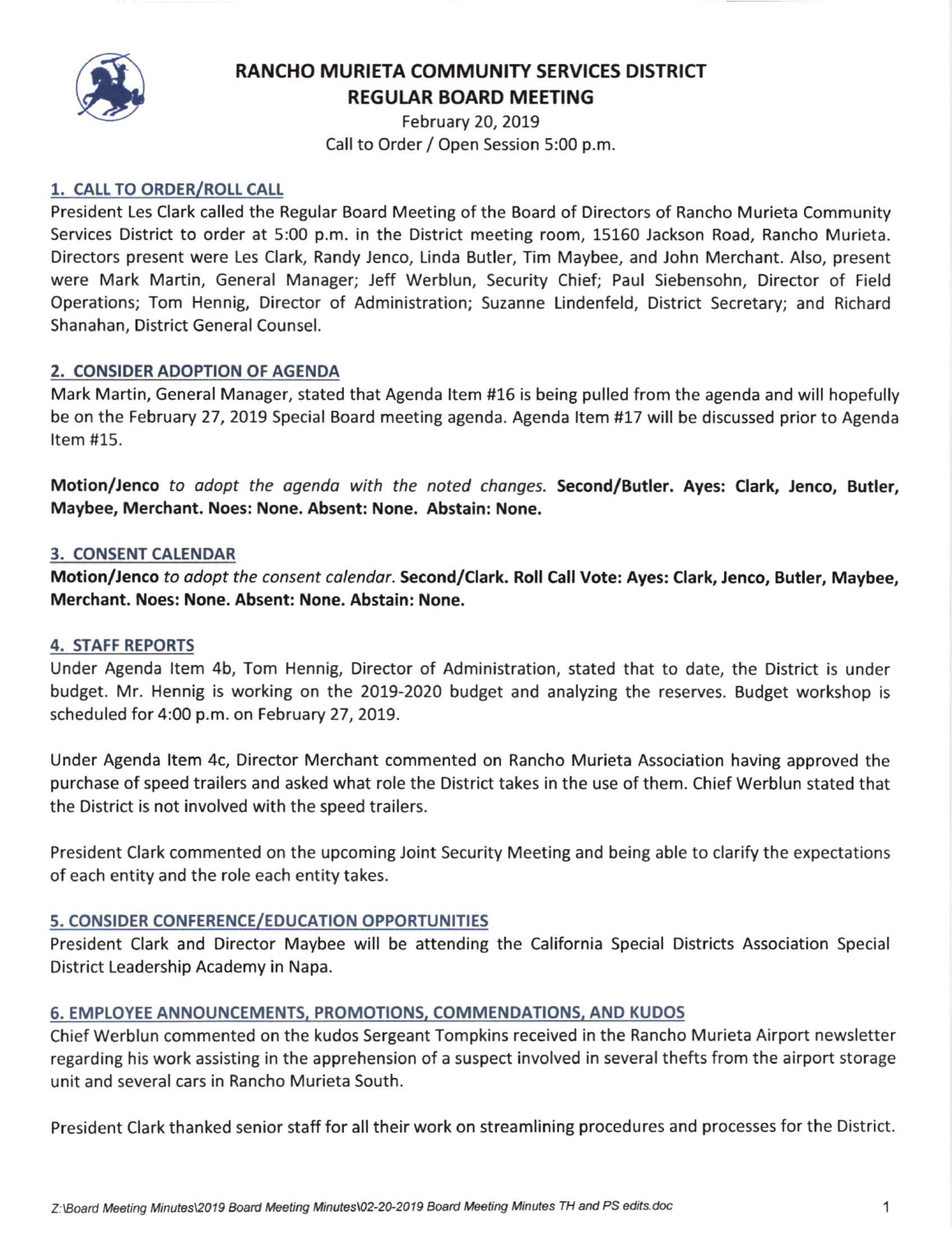# RANCHO MURIETA COMMUNITY SERVICES DISTRICT
# REGULAR BOARD MEETING

February 20, 2019
Call to Order / Open Session 5:00 p.m.

## 1. CALL TO ORDER/ROLL CALL

President Les Clark called the Regular Board Meeting of the Board of Directors of Rancho Murieta Community Services District to order at 5:00 p.m. in the District meeting room, 15160 Jackson Road, Rancho Murieta. Directors present were Les Clark, Randy Jenco, Linda Butler, Tim Maybee, and John Merchant. Also, present were Mark Martin, General Manager; Jeff Werblun, Security Chief; Paul Siebensohn, Director of Field Operations; Tom Hennig, Director of Administration; Suzanne Lindenfeld, District Secretary; and Richard Shanahan, District General Counsel.

## 2. CONSIDER ADOPTION OF AGENDA

Mark Martin, General Manager, stated that Agenda Item #16 is being pulled from the agenda and will hopefully be on the February 27, 2019 Special Board meeting agenda. Agenda Item #17 will be discussed prior to Agenda Item #15.

**Motion/Jenco** *to adopt the agenda with the noted changes.* **Second/Butler. Ayes: Clark, Jenco, Butler, Maybee, Merchant. Noes: None. Absent: None. Abstain: None.**

## 3. CONSENT CALENDAR

**Motion/Jenco** *to adopt the consent calendar.* **Second/Clark. Roll Call Vote: Ayes: Clark, Jenco, Butler, Maybee, Merchant. Noes: None. Absent: None. Abstain: None.**

## 4. STAFF REPORTS

Under Agenda Item 4b, Tom Hennig, Director of Administration, stated that to date, the District is under budget. Mr. Hennig is working on the 2019-2020 budget and analyzing the reserves. Budget workshop is scheduled for 4:00 p.m. on February 27, 2019.

Under Agenda Item 4c, Director Merchant commented on Rancho Murieta Association having approved the purchase of speed trailers and asked what role the District takes in the use of them. Chief Werblun stated that the District is not involved with the speed trailers.

President Clark commented on the upcoming Joint Security Meeting and being able to clarify the expectations of each entity and the role each entity takes.

## 5. CONSIDER CONFERENCE/EDUCATION OPPORTUNITIES

President Clark and Director Maybee will be attending the California Special Districts Association Special District Leadership Academy in Napa.

## 6. EMPLOYEE ANNOUNCEMENTS, PROMOTIONS, COMMENDATIONS, AND KUDOS

Chief Werblun commented on the kudos Sergeant Tompkins received in the Rancho Murieta Airport newsletter regarding his work assisting in the apprehension of a suspect involved in several thefts from the airport storage unit and several cars in Rancho Murieta South.

President Clark thanked senior staff for all their work on streamlining procedures and processes for the District.

*Z:\Board Meeting Minutes\2019 Board Meeting Minutes\02-20-2019 Board Meeting Minutes TH and PS edits.doc*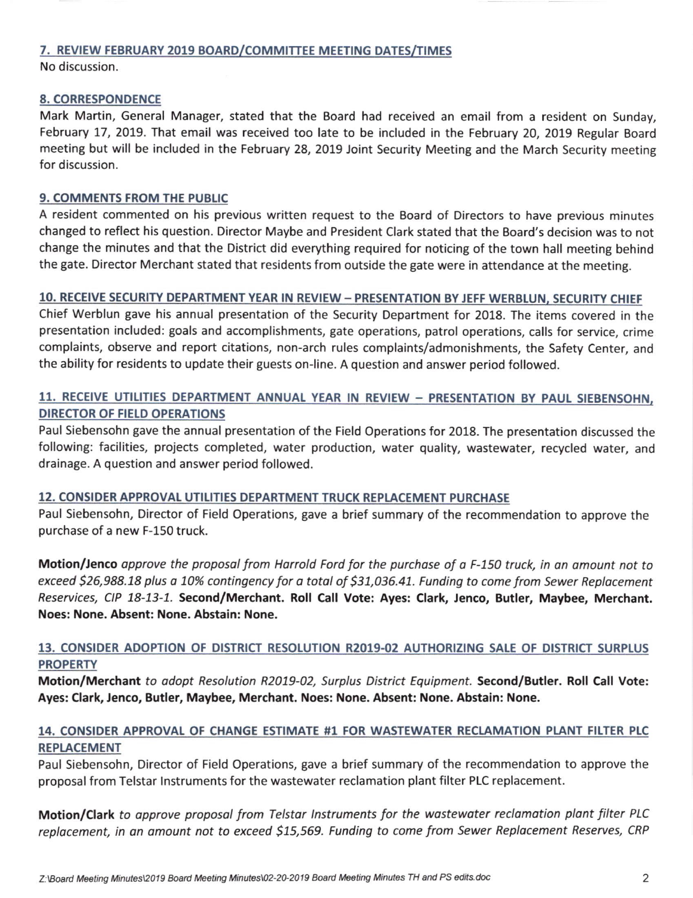## 7. REVIEW FEBRUARY 2019 BOARD/COMMITTEE MEETING DATES/TIMES

No discussion.

## 8. CORRESPONDENCE

Mark Martin, General Manager, stated that the Board had received an email from a resident on Sunday, February 17, 2019. That email was received too late to be included in the February 20, 2019 Regular Board meeting but will be included in the February 28, 2019 Joint Security Meeting and the March Security meeting for discussion.

## 9. COMMENTS FROM THE PUBLIC

A resident commented on his previous written request to the Board of Directors to have previous minutes changed to reflect his question. Director Maybe and President Clark stated that the Board's decision was to not change the minutes and that the District did everything required for noticing of the town hall meeting behind the gate. Director Merchant stated that residents from outside the gate were in attendance at the meeting.

## 10. RECEIVE SECURITY DEPARTMENT YEAR IN REVIEW – PRESENTATION BY JEFF WERBLUN, SECURITY CHIEF

Chief Werblun gave his annual presentation of the Security Department for 2018. The items covered in the presentation included: goals and accomplishments, gate operations, patrol operations, calls for service, crime complaints, observe and report citations, non-arch rules complaints/admonishments, the Safety Center, and the ability for residents to update their guests on-line. A question and answer period followed.

## 11. RECEIVE UTILITIES DEPARTMENT ANNUAL YEAR IN REVIEW – PRESENTATION BY PAUL SIEBENSOHN, DIRECTOR OF FIELD OPERATIONS

Paul Siebensohn gave the annual presentation of the Field Operations for 2018. The presentation discussed the following: facilities, projects completed, water production, water quality, wastewater, recycled water, and drainage. A question and answer period followed.

## 12. CONSIDER APPROVAL UTILITIES DEPARTMENT TRUCK REPLACEMENT PURCHASE

Paul Siebensohn, Director of Field Operations, gave a brief summary of the recommendation to approve the purchase of a new F-150 truck.

**Motion/Jenco** *approve the proposal from Harrold Ford for the purchase of a F-150 truck, in an amount not to exceed $26,988.18 plus a 10% contingency for a total of $31,036.41. Funding to come from Sewer Replacement Reservices, CIP 18-13-1.* **Second/Merchant. Roll Call Vote: Ayes: Clark, Jenco, Butler, Maybee, Merchant. Noes: None. Absent: None. Abstain: None.**

## 13. CONSIDER ADOPTION OF DISTRICT RESOLUTION R2019-02 AUTHORIZING SALE OF DISTRICT SURPLUS PROPERTY

**Motion/Merchant** *to adopt Resolution R2019-02, Surplus District Equipment.* **Second/Butler. Roll Call Vote: Ayes: Clark, Jenco, Butler, Maybee, Merchant. Noes: None. Absent: None. Abstain: None.**

## 14. CONSIDER APPROVAL OF CHANGE ESTIMATE #1 FOR WASTEWATER RECLAMATION PLANT FILTER PLC REPLACEMENT

Paul Siebensohn, Director of Field Operations, gave a brief summary of the recommendation to approve the proposal from Telstar Instruments for the wastewater reclamation plant filter PLC replacement.

**Motion/Clark** *to approve proposal from Telstar Instruments for the wastewater reclamation plant filter PLC replacement, in an amount not to exceed $15,569. Funding to come from Sewer Replacement Reserves, CRP*